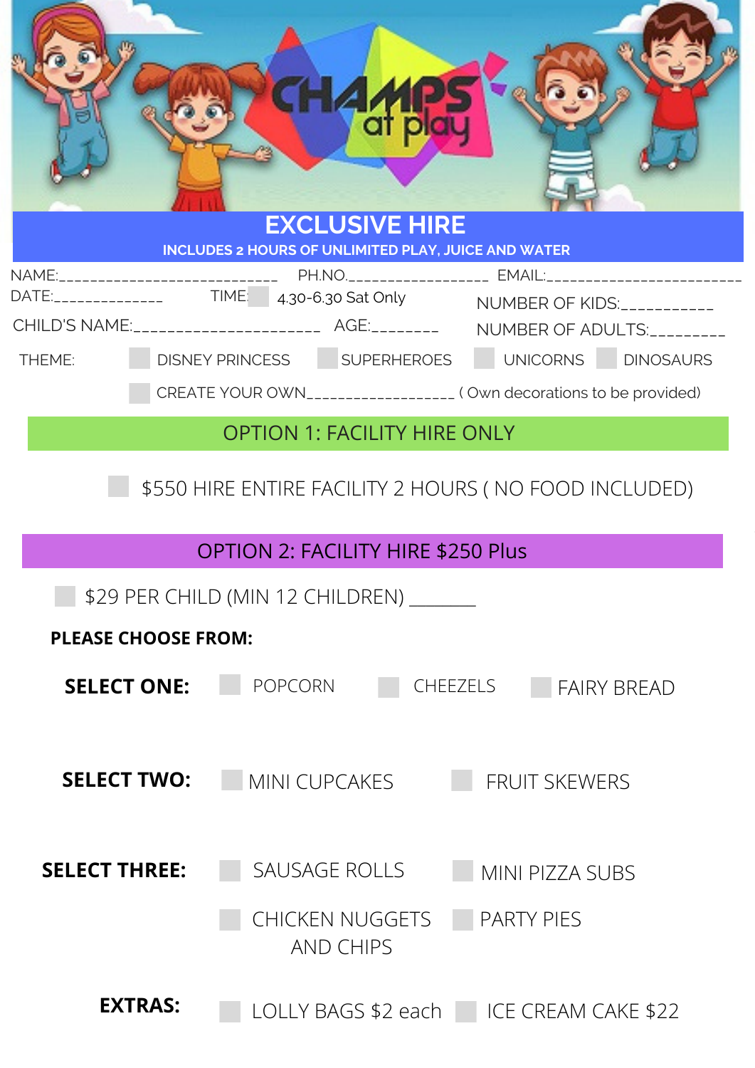# CHAMPS at play

## EXCLUSIVE HIRE

INCLUDES 2 HOURS OF UNLIMITED PLAY, JUICE AND WATER

NAME:___________________________ PH.NO.________________ EMAIL:________________________

DATE:______________ TIME: ☐ 4.30-6.30 Sat Only

CHILD'S NAME:______________________ AGE:________

NUMBER OF KIDS:___________

NUMBER OF ADULTS:_________

THEME: ☐ DISNEY PRINCESS ☐ SUPERHEROES ☐ UNICORNS ☐ DINOSAURS

☐ CREATE YOUR OWN__________________ ( Own decorations to be provided)

## OPTION 1: FACILITY HIRE ONLY

☐ $550 HIRE ENTIRE FACILITY 2 HOURS ( NO FOOD INCLUDED)

## OPTION 2: FACILITY HIRE $250 Plus

☐ $29 PER CHILD (MIN 12 CHILDREN) _______

**PLEASE CHOOSE FROM:**

**SELECT ONE:** ☐ POPCORN ☐ CHEEZELS ☐ FAIRY BREAD

**SELECT TWO:** ☐ MINI CUPCAKES ☐ FRUIT SKEWERS

**SELECT THREE:** ☐ SAUSAGE ROLLS ☐ MINI PIZZA SUBS ☐ CHICKEN NUGGETS AND CHIPS ☐ PARTY PIES

**EXTRAS:** ☐ LOLLY BAGS $2 each ☐ ICE CREAM CAKE $22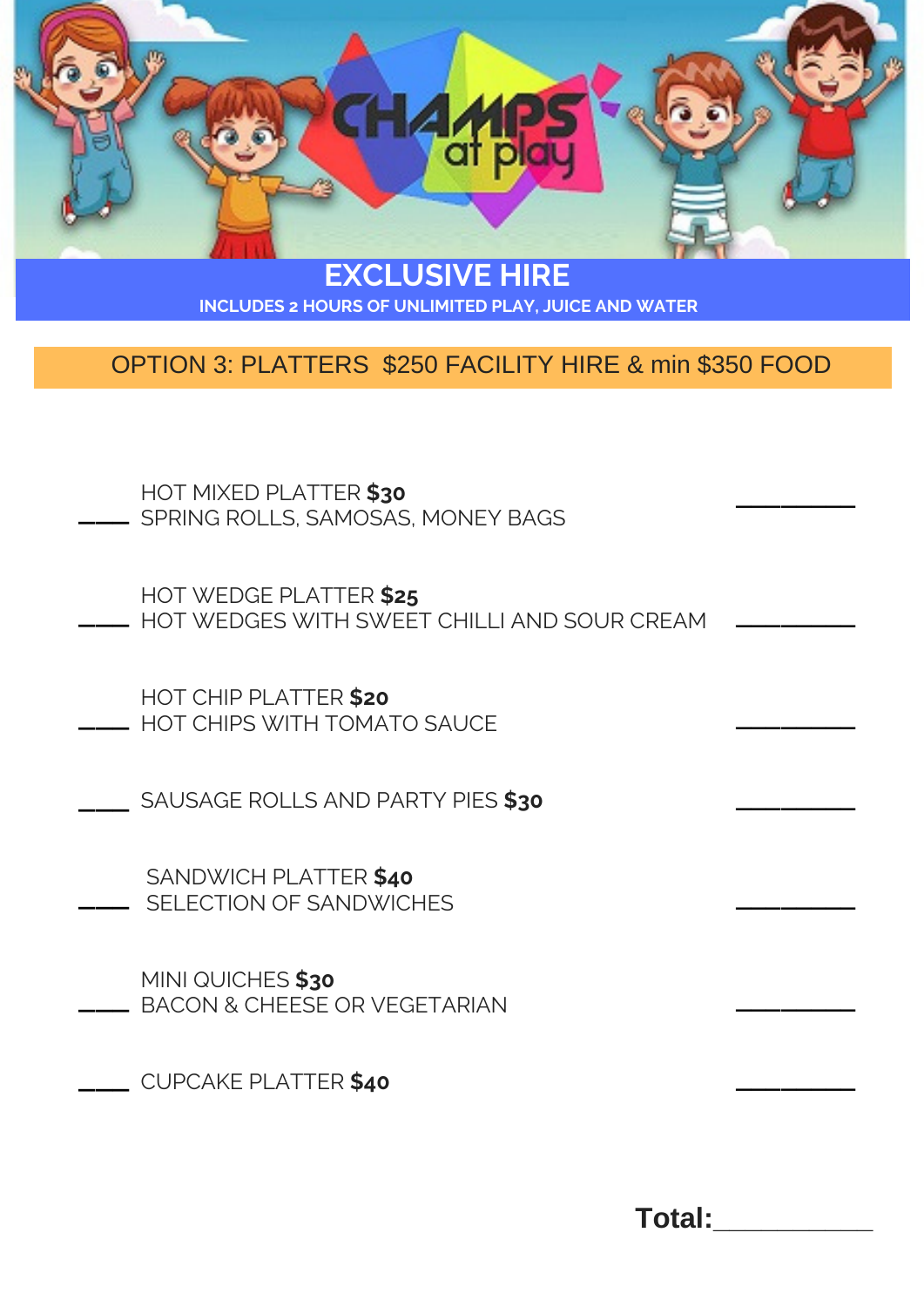## EXCLUSIVE HIRE

**INCLUDES 2 HOURS OF UNLIMITED PLAY, JUICE AND WATER**

### OPTION 3: PLATTERS $250 FACILITY HIRE & min $350 FOOD

| Qty | Item | Amount |
|---|---|---|
| ____ | HOT MIXED PLATTER **$30**<br>SPRING ROLLS, SAMOSAS, MONEY BAGS | ________ |
| ____ | HOT WEDGE PLATTER **$25**<br>HOT WEDGES WITH SWEET CHILLI AND SOUR CREAM | ________ |
| ____ | HOT CHIP PLATTER **$20**<br>HOT CHIPS WITH TOMATO SAUCE | ________ |
| ____ | SAUSAGE ROLLS AND PARTY PIES **$30** | ________ |
| ____ | SANDWICH PLATTER **$40**<br>SELECTION OF SANDWICHES | ________ |
| ____ | MINI QUICHES **$30**<br>BACON & CHEESE OR VEGETARIAN | ________ |
| ____ | CUPCAKE PLATTER **$40** | ________ |

**Total:**__________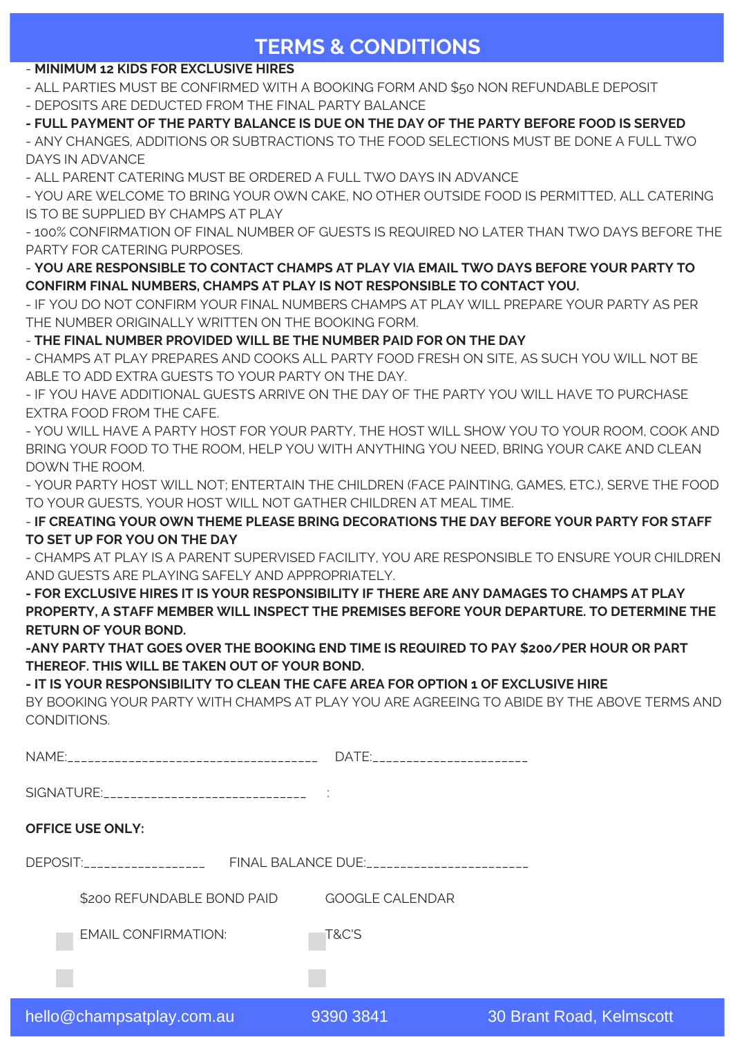# TERMS & CONDITIONS

- **MINIMUM 12 KIDS FOR EXCLUSIVE HIRES**
- ALL PARTIES MUST BE CONFIRMED WITH A BOOKING FORM AND $50 NON REFUNDABLE DEPOSIT
- DEPOSITS ARE DEDUCTED FROM THE FINAL PARTY BALANCE
- **FULL PAYMENT OF THE PARTY BALANCE IS DUE ON THE DAY OF THE PARTY BEFORE FOOD IS SERVED**
- ANY CHANGES, ADDITIONS OR SUBTRACTIONS TO THE FOOD SELECTIONS MUST BE DONE A FULL TWO DAYS IN ADVANCE
- ALL PARENT CATERING MUST BE ORDERED A FULL TWO DAYS IN ADVANCE
- YOU ARE WELCOME TO BRING YOUR OWN CAKE, NO OTHER OUTSIDE FOOD IS PERMITTED, ALL CATERING IS TO BE SUPPLIED BY CHAMPS AT PLAY
- 100% CONFIRMATION OF FINAL NUMBER OF GUESTS IS REQUIRED NO LATER THAN TWO DAYS BEFORE THE PARTY FOR CATERING PURPOSES.
- **YOU ARE RESPONSIBLE TO CONTACT CHAMPS AT PLAY VIA EMAIL TWO DAYS BEFORE YOUR PARTY TO CONFIRM FINAL NUMBERS, CHAMPS AT PLAY IS NOT RESPONSIBLE TO CONTACT YOU.**
- IF YOU DO NOT CONFIRM YOUR FINAL NUMBERS CHAMPS AT PLAY WILL PREPARE YOUR PARTY AS PER THE NUMBER ORIGINALLY WRITTEN ON THE BOOKING FORM.
- **THE FINAL NUMBER PROVIDED WILL BE THE NUMBER PAID FOR ON THE DAY**
- CHAMPS AT PLAY PREPARES AND COOKS ALL PARTY FOOD FRESH ON SITE, AS SUCH YOU WILL NOT BE ABLE TO ADD EXTRA GUESTS TO YOUR PARTY ON THE DAY.
- IF YOU HAVE ADDITIONAL GUESTS ARRIVE ON THE DAY OF THE PARTY YOU WILL HAVE TO PURCHASE EXTRA FOOD FROM THE CAFE.
- YOU WILL HAVE A PARTY HOST FOR YOUR PARTY, THE HOST WILL SHOW YOU TO YOUR ROOM, COOK AND BRING YOUR FOOD TO THE ROOM, HELP YOU WITH ANYTHING YOU NEED, BRING YOUR CAKE AND CLEAN DOWN THE ROOM.
- YOUR PARTY HOST WILL NOT; ENTERTAIN THE CHILDREN (FACE PAINTING, GAMES, ETC.), SERVE THE FOOD TO YOUR GUESTS, YOUR HOST WILL NOT GATHER CHILDREN AT MEAL TIME.
- **IF CREATING YOUR OWN THEME PLEASE BRING DECORATIONS THE DAY BEFORE YOUR PARTY FOR STAFF TO SET UP FOR YOU ON THE DAY**
- CHAMPS AT PLAY IS A PARENT SUPERVISED FACILITY, YOU ARE RESPONSIBLE TO ENSURE YOUR CHILDREN AND GUESTS ARE PLAYING SAFELY AND APPROPRIATELY.
- **FOR EXCLUSIVE HIRES IT IS YOUR RESPONSIBILITY IF THERE ARE ANY DAMAGES TO CHAMPS AT PLAY PROPERTY, A STAFF MEMBER WILL INSPECT THE PREMISES BEFORE YOUR DEPARTURE. TO DETERMINE THE RETURN OF YOUR BOND.**
- **ANY PARTY THAT GOES OVER THE BOOKING END TIME IS REQUIRED TO PAY $200/PER HOUR OR PART THEREOF. THIS WILL BE TAKEN OUT OF YOUR BOND.**
- **IT IS YOUR RESPONSIBILITY TO CLEAN THE CAFE AREA FOR OPTION 1 OF EXCLUSIVE HIRE**

BY BOOKING YOUR PARTY WITH CHAMPS AT PLAY YOU ARE AGREEING TO ABIDE BY THE ABOVE TERMS AND CONDITIONS.

NAME:____________________________________ DATE:______________________

SIGNATURE:_____________________________ :

**OFFICE USE ONLY:**

DEPOSIT:_________________ FINAL BALANCE DUE:_______________________

☐ $200 REFUNDABLE BOND PAID ☐ GOOGLE CALENDAR

☐ EMAIL CONFIRMATION: ☐ T&C'S

hello@champsatplay.com.au 9390 3841 30 Brant Road, Kelmscott